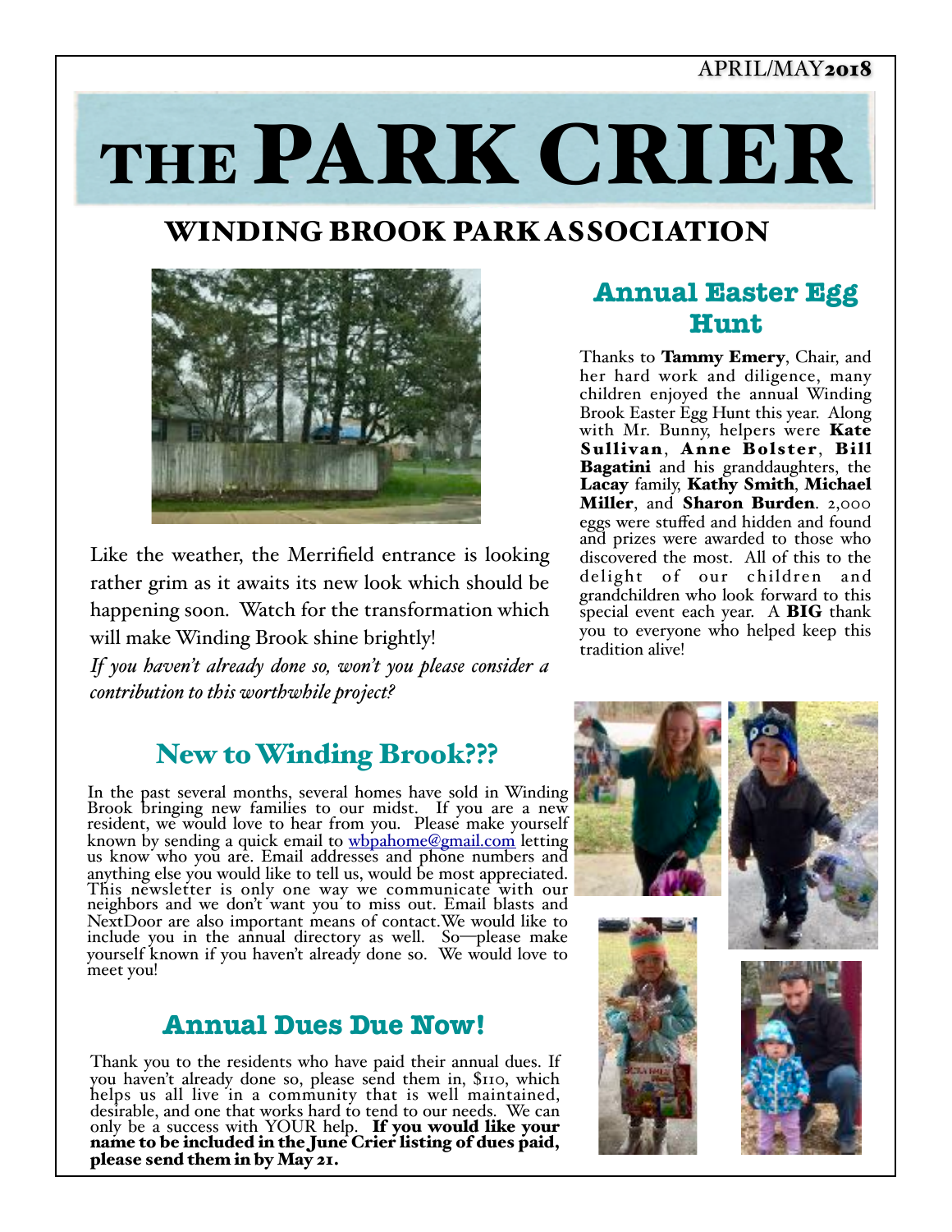APRIL/MAY **2018**

# THE PARK CRIER

## WINDING BROOK PARK ASSOCIATION

Like the weather, the Merrifield entrance is looking rather grim as it awaits its new look which should be happening soon. Watch for the transformation which will make Winding Brook shine brightly!

*If you haven't already done so, won't you please consider a contribution to this worthwhile project?*

## Annual Easter Egg Hunt

Thanks to **Tammy Emery**, Chair, and her hard work and diligence, many children enjoyed the annual Winding Brook Easter Egg Hunt this year. Along with Mr. Bunny, helpers were **Kate Sullivan**, **Anne Bolster**, **Bill Bagatini** and his granddaughters, the **Lacay** family, **Kathy Smith**, **Michael Miller**, and **Sharon Burden**. 2,000 eggs were stuffed and hidden and found and prizes were awarded to those who discovered the most. All of this to the delight of our children and grandchildren who look forward to this special event each year. A **BIG** thank you to everyone who helped keep this tradition alive!

## New to Winding Brook???

In the past several months, several homes have sold in Winding Brook bringing new families to our midst. If you are a new resident, we would love to hear from you. Please make yourself known by sending a quick email to wbpahome@gmail.com letting us know who you are. Email addresses and phone numbers and anything else you would like to tell us, would be most appreciated. This newsletter is only one way we communicate with our neighbors and we don't want you to miss out. Email blasts and NextDoor are also important means of contact.We would like to include you in the annual directory as well. So—please make yourself known if you haven't already done so. We would love to meet you!

## Annual Dues Due Now!

Thank you to the residents who have paid their annual dues. If you haven't already done so, please send them in, $110, which helps us all live in a community that is well maintained, desirable, and one that works hard to tend to our needs. We can only be a success with YOUR help. **If you would like your name to be included in the June Crier listing of dues paid, please send them in by May 21.**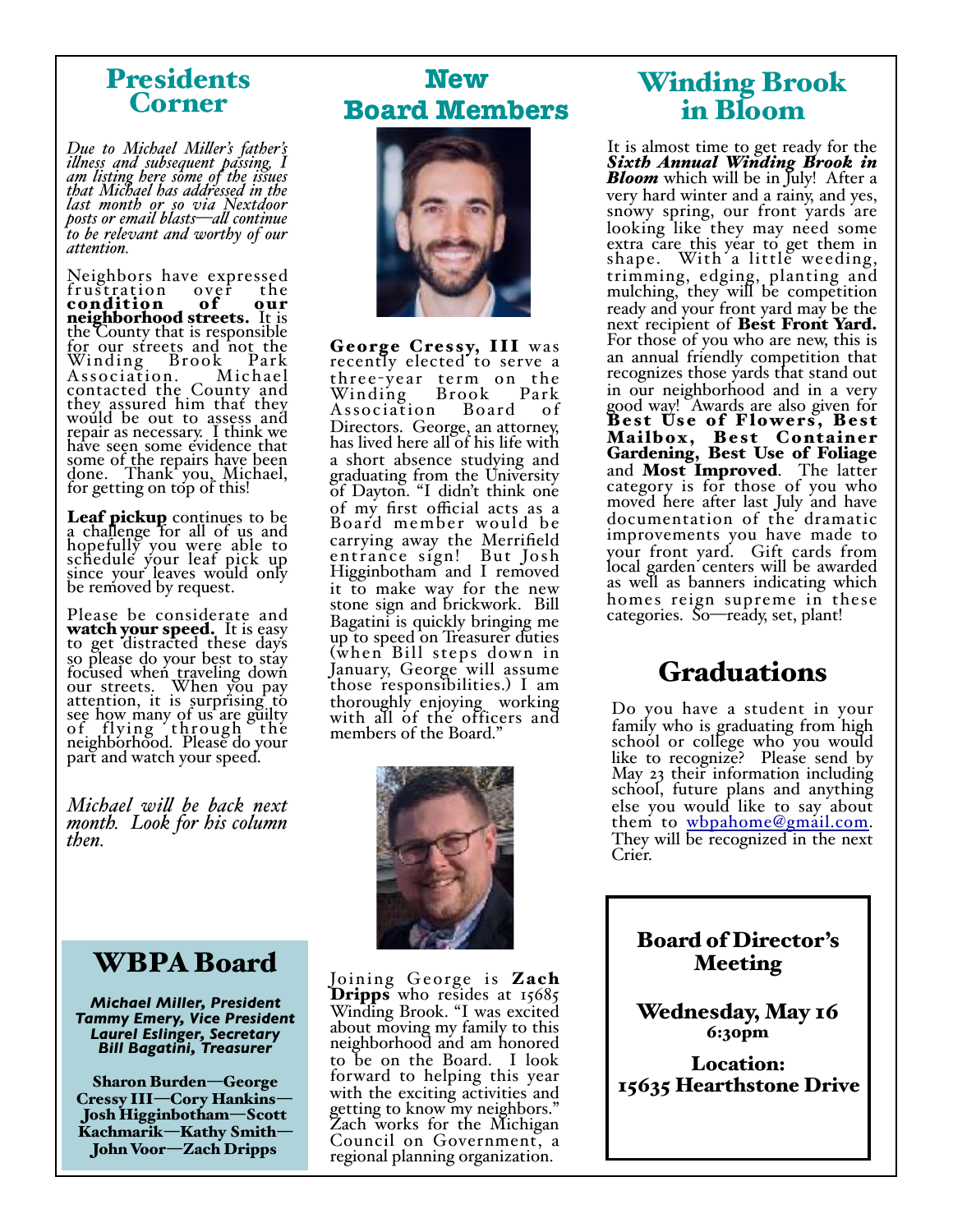# Presidents Corner

*Due to Michael Miller's father's illness and subsequent passing, I am listing here some of the issues that Michael has addressed in the last month or so via Nextdoor posts or email blasts—all continue to be relevant and worthy of our attention.*

Neighbors have expressed frustration over the **condition of our neighborhood streets.** It is the County that is responsible for our streets and not the Winding Brook Park Association. Michael contacted the County and they assured him that they would be out to assess and repair as necessary. I think we have seen some evidence that some of the repairs have been done. Thank you, Michael, for getting on top of this!

**Leaf pickup** continues to be a challenge for all of us and hopefully you were able to schedule your leaf pick up since your leaves would only be removed by request.

Please be considerate and **watch your speed.** It is easy to get distracted these days so please do your best to stay focused when traveling down our streets. When you pay attention, it is surprising to see how many of us are guilty of flying through the neighborhood. Please do your part and watch your speed.

*Michael will be back next month. Look for his column then.*

## WBPA Board

***Michael Miller, President***
***Tammy Emery, Vice President***
***Laurel Eslinger, Secretary***
***Bill Bagatini, Treasurer***

**Sharon Burden—George Cressy III—Cory Hankins—Josh Higginbotham—Scott Kachmarik—Kathy Smith—John Voor—Zach Dripps**

# New Board Members

**George Cressy, III** was recently elected to serve a three-year term on the Winding Brook Park Association Board of Directors. George, an attorney, has lived here all of his life with a short absence studying and graduating from the University of Dayton. "I didn't think one of my first official acts as a Board member would be carrying away the Merrifield entrance sign! But Josh Higginbotham and I removed it to make way for the new stone sign and brickwork. Bill Bagatini is quickly bringing me up to speed on Treasurer duties (when Bill steps down in January, George will assume those responsibilities.) I am thoroughly enjoying working with all of the officers and members of the Board."

Joining George is **Zach Dripps** who resides at 15685 Winding Brook. "I was excited about moving my family to this neighborhood and am honored to be on the Board. I look forward to helping this year with the exciting activities and getting to know my neighbors." Zach works for the Michigan Council on Government, a regional planning organization.

# Winding Brook in Bloom

It is almost time to get ready for the ***Sixth Annual Winding Brook in Bloom*** which will be in July! After a very hard winter and a rainy, and yes, snowy spring, our front yards are looking like they may need some extra care this year to get them in shape. With a little weeding, trimming, edging, planting and mulching, they will be competition ready and your front yard may be the next recipient of **Best Front Yard.** For those of you who are new, this is an annual friendly competition that recognizes those yards that stand out in our neighborhood and in a very good way! Awards are also given for **Best Use of Flowers, Best Mailbox, Best Container Gardening, Best Use of Foliage** and **Most Improved**. The latter category is for those of you who moved here after last July and have documentation of the dramatic improvements you have made to your front yard. Gift cards from local garden centers will be awarded as well as banners indicating which homes reign supreme in these categories. So—ready, set, plant!

# Graduations

Do you have a student in your family who is graduating from high school or college who you would like to recognize? Please send by May 23 their information including school, future plans and anything else you would like to say about them to wbpahome@gmail.com. They will be recognized in the next Crier.

## Board of Director's Meeting

**Wednesday, May 16**
**6:30pm**

**Location:**
**15635 Hearthstone Drive**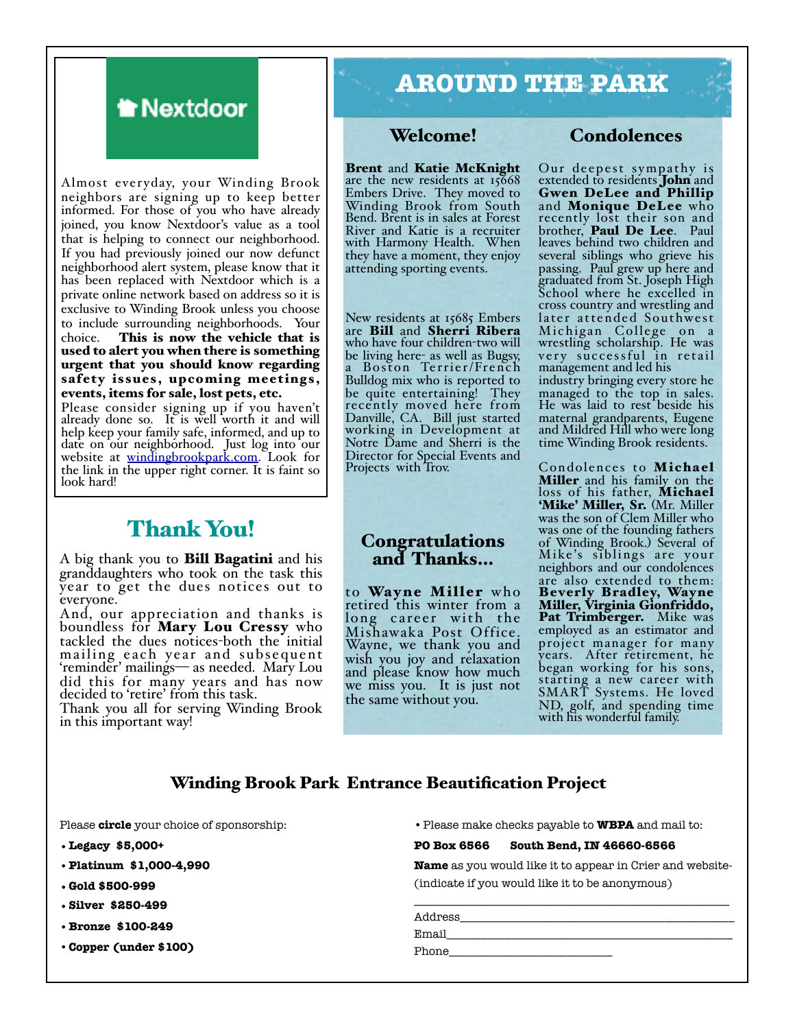**Nextdoor**

Almost everyday, your Winding Brook neighbors are signing up to keep better informed. For those of you who have already joined, you know Nextdoor's value as a tool that is helping to connect our neighborhood. If you had previously joined our now defunct neighborhood alert system, please know that it has been replaced with Nextdoor which is a private online network based on address so it is exclusive to Winding Brook unless you choose to include surrounding neighborhoods. Your choice. **This is now the vehicle that is used to alert you when there is something urgent that you should know regarding safety issues, upcoming meetings, events, items for sale, lost pets, etc.**

Please consider signing up if you haven't already done so. It is well worth it and will help keep your family safe, informed, and up to date on our neighborhood. Just log into our website at windingbrookpark.com. Look for the link in the upper right corner. It is faint so look hard!

## Thank You!

A big thank you to **Bill Bagatini** and his granddaughters who took on the task this year to get the dues notices out to everyone.

And, our appreciation and thanks is boundless for **Mary Lou Cressy** who tackled the dues notices-both the initial mailing each year and subsequent 'reminder' mailings— as needed. Mary Lou did this for many years and has now decided to 'retire' from this task.

Thank you all for serving Winding Brook in this important way!

# AROUND THE PARK

## Welcome!

**Brent** and **Katie McKnight** are the new residents at 15668 Embers Drive. They moved to Winding Brook from South Bend. Brent is in sales at Forest River and Katie is a recruiter with Harmony Health. When they have a moment, they enjoy attending sporting events.

New residents at 15685 Embers are **Bill** and **Sherri Ribera** who have four children-two will be living here- as well as Bugsy, a Boston Terrier/French Bulldog mix who is reported to be quite entertaining! They recently moved here from Danville, CA. Bill just started working in Development at Notre Dame and Sherri is the Director for Special Events and Projects with Troy.

## Congratulations and Thanks...

to **Wayne Miller** who retired this winter from a long career with the Mishawaka Post Office. Wayne, we thank you and wish you joy and relaxation and please know how much we miss you. It is just not the same without you.

## Condolences

Our deepest sympathy is extended to residents **John** and **Gwen DeLee and Phillip** and **Monique DeLee** who recently lost their son and brother, **Paul De Lee**. Paul leaves behind two children and several siblings who grieve his passing. Paul grew up here and graduated from St. Joseph High School where he excelled in cross country and wrestling and later attended Southwest Michigan College on a wrestling scholarship. He was very successful in retail management and led his industry bringing every store he managed to the top in sales. He was laid to rest beside his maternal grandparents, Eugene and Mildred Hill who were long time Winding Brook residents.

Condolences to **Michael Miller** and his family on the loss of his father, **Michael 'Mike' Miller, Sr.** (Mr. Miller was the son of Clem Miller who was one of the founding fathers of Winding Brook.) Several of Mike's siblings are your neighbors and our condolences are also extended to them: **Beverly Bradley, Wayne Miller, Virginia Gionfriddo, Pat Trimberger.** Mike was employed as an estimator and project manager for many years. After retirement, he began working for his sons, starting a new career with SMART Systems. He loved ND, golf, and spending time with his wonderful family.

## Winding Brook Park Entrance Beautification Project

Please **circle** your choice of sponsorship:

- **Legacy $5,000+**
- **Platinum $1,000-4,990**
- **Gold $500-999**
- **Silver $250-499**
- **Bronze $100-249**
- **Copper (under $100)**

- Please make checks payable to **WBPA** and mail to:

**PO Box 6566 South Bend, IN 46660-6566**

**Name** as you would like it to appear in Crier and website-(indicate if you would like it to be anonymous)

_______________________________________________

Address_______________________________________________

Email_______________________________________________

Phone___________________________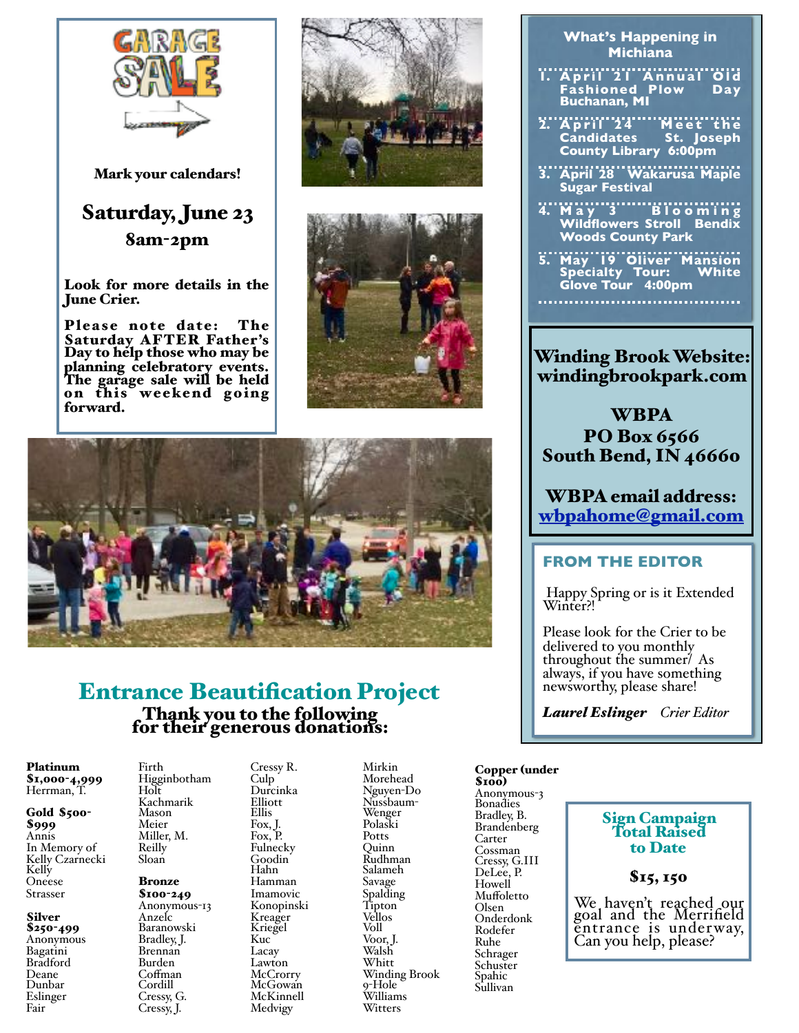GARAGE SALE

**Mark your calendars!**

## Saturday, June 23
## 8am-2pm

**Look for more details in the June Crier.**

**Please note date: The Saturday AFTER Father's Day to help those who may be planning celebratory events. The garage sale will be held on this weekend going forward.**

### What's Happening in Michiana

1. **April 21 Annual Old Fashioned Plow Day Buchanan, MI**
2. **April 24 Meet the Candidates St. Joseph County Library 6:00pm**
3. **April 28 Wakarusa Maple Sugar Festival**
4. **May 3 Blooming Wildflowers Stroll Bendix Woods County Park**
5. **May 19 Oliver Mansion Specialty Tour: White Glove Tour 4:00pm**

**Winding Brook Website: windingbrookpark.com**

**WBPA**
**PO Box 6566**
**South Bend, IN 46660**

**WBPA email address:**
**wbpahome@gmail.com**

### FROM THE EDITOR

Happy Spring or is it Extended Winter?!

Please look for the Crier to be delivered to you monthly throughout the summer/ As always, if you have something newsworthy, please share!

***Laurel Eslinger*** *Crier Editor*

# Entrance Beautification Project

## Thank you to the following for their generous donations:

**Platinum $1,000-4,999**
Herrman, T.

**Gold $500-$999**
Annis
In Memory of Kelly Czarnecki
Kelly
Oneese
Strasser

**Silver $250-499**
Anonymous
Bagatini
Bradford
Deane
Dunbar
Eslinger
Fair
Firth
Higginbotham
Holt
Kachmarik
Mason
Meier
Miller, M.
Reilly
Sloan

**Bronze $100-249**
Anonymous-13
Anzelc
Baranowski
Bradley, J.
Brennan
Burden
Coffman
Cordill
Cressy, G.
Cressy, J.
Cressy R.
Culp
Durcinka
Elliott
Ellis
Fox, J.
Fox, P.
Fulnecky
Goodin
Hahn
Hamman
Imamovic
Konopinski
Kreager
Kriegel
Kuc
Lacay
Lawton
McCrorry
McGowan
McKinnell
Medvigy
Mirkin
Morehead
Nguyen-Do
Nussbaum-Wenger
Polaski
Potts
Quinn
Rudhman
Salameh
Savage
Spalding
Tipton
Vellos
Voll
Voor, J.
Walsh
Whitt
Winding Brook 9-Hole
Williams
Witters

**Copper (under $100)**
Anonymous-3
Bonadies
Bradley, B.
Brandenberg
Carter
Cossman
Cressy, G.III
DeLee, P.
Howell
Muffoletto
Olsen
Onderdonk
Rodefer
Ruhe
Schrager
Schuster
Spahic
Sullivan

### Sign Campaign Total Raised to Date

**$15, 150**

We haven't reached our goal and the Merrifield entrance is underway, Can you help, please?